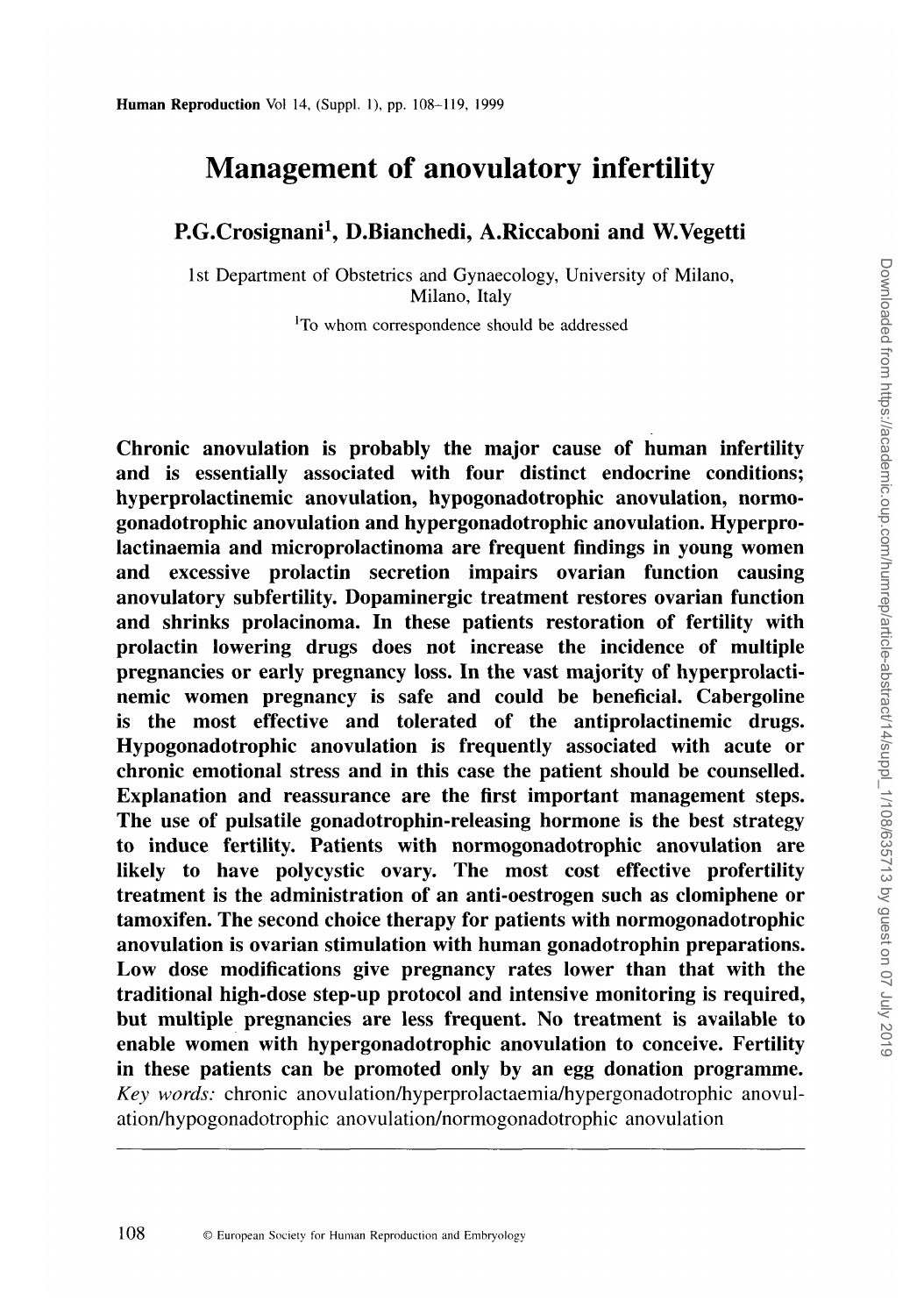# Management of anovulatory infertility

**P.G.Crosignani[1], D.Bianchedi, A.Riccaboni and W.Vegetti**

1st Department of Obstetrics and Gynaecology, University of Milano, Milano, Italy

[1]To whom correspondence should be addressed

**Chronic anovulation is probably the major cause of human infertility and is essentially associated with four distinct endocrine conditions; hyperprolactinemic anovulation, hypogonadotrophic anovulation, normogonadotrophic anovulation and hypergonadotrophic anovulation. Hyperprolactinaemia and microprolactinoma are frequent findings in young women and excessive prolactin secretion impairs ovarian function causing anovulatory subfertility. Dopaminergic treatment restores ovarian function and shrinks prolacinoma. In these patients restoration of fertility with prolactin lowering drugs does not increase the incidence of multiple pregnancies or early pregnancy loss. In the vast majority of hyperprolactinemic women pregnancy is safe and could be beneficial. Cabergoline is the most effective and tolerated of the antiprolactinemic drugs. Hypogonadotrophic anovulation is frequently associated with acute or chronic emotional stress and in this case the patient should be counselled. Explanation and reassurance are the first important management steps. The use of pulsatile gonadotrophin-releasing hormone is the best strategy to induce fertility. Patients with normogonadotrophic anovulation are likely to have polycystic ovary. The most cost effective profertility treatment is the administration of an anti-oestrogen such as clomiphene or tamoxifen. The second choice therapy for patients with normogonadotrophic anovulation is ovarian stimulation with human gonadotrophin preparations. Low dose modifications give pregnancy rates lower than that with the traditional high-dose step-up protocol and intensive monitoring is required, but multiple pregnancies are less frequent. No treatment is available to enable women with hypergonadotrophic anovulation to conceive. Fertility in these patients can be promoted only by an egg donation programme.**

*Key words:* chronic anovulation/hyperprolactaemia/hypergonadotrophic anovulation/hypogonadotrophic anovulation/normogonadotrophic anovulation

© European Society for Human Reproduction and Embryology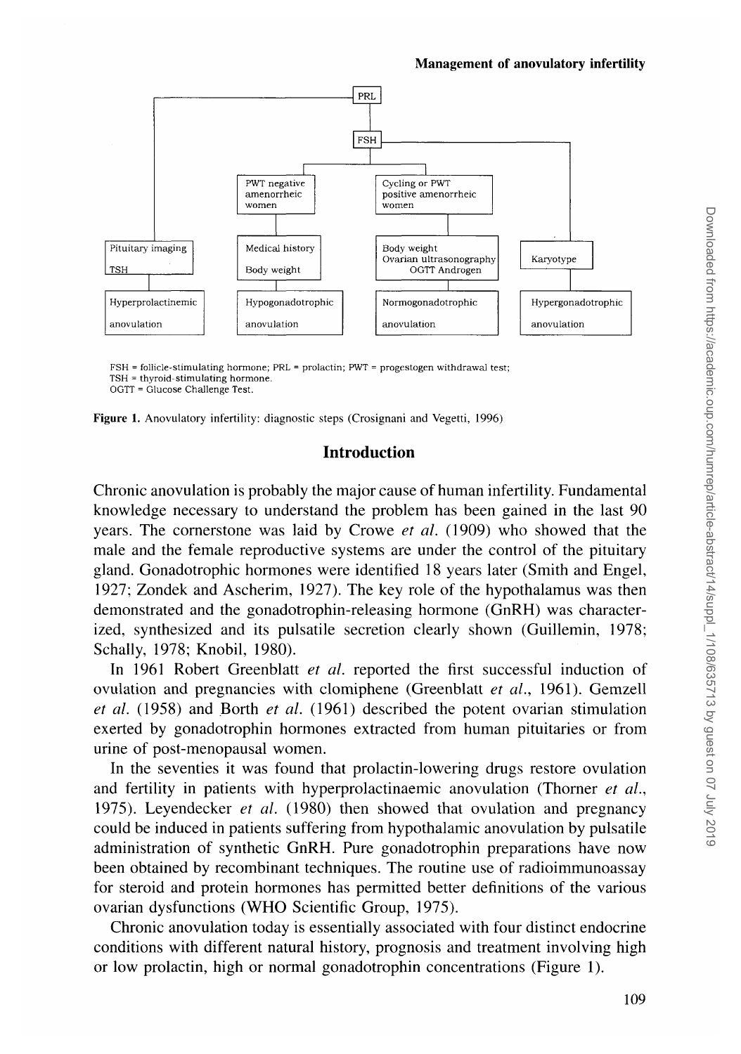PRL

FSH

PWT negative amenorrheic women

Cycling or PWT positive amenorrheic women

Pituitary imaging
TSH

Medical history
Body weight

Body weight
Ovarian ultrasonography
OGTT Androgen

Karyotype

Hyperprolactinemic anovulation

Hypogonadotrophic anovulation

Normogonadotrophic anovulation

Hypergonadotrophic anovulation

FSH = follicle-stimulating hormone; PRL = prolactin; PWT = progestogen withdrawal test;
TSH = thyroid-stimulating hormone.
OGTT = Glucose Challenge Test.

**Figure 1.** Anovulatory infertility: diagnostic steps (Crosignani and Vegetti, 1996)

## Introduction

Chronic anovulation is probably the major cause of human infertility. Fundamental knowledge necessary to understand the problem has been gained in the last 90 years. The cornerstone was laid by Crowe *et al.* (1909) who showed that the male and the female reproductive systems are under the control of the pituitary gland. Gonadotrophic hormones were identified 18 years later (Smith and Engel, 1927; Zondek and Ascherim, 1927). The key role of the hypothalamus was then demonstrated and the gonadotrophin-releasing hormone (GnRH) was characterized, synthesized and its pulsatile secretion clearly shown (Guillemin, 1978; Schally, 1978; Knobil, 1980).

In 1961 Robert Greenblatt *et al.* reported the first successful induction of ovulation and pregnancies with clomiphene (Greenblatt *et al.*, 1961). Gemzell *et al.* (1958) and Borth *et al.* (1961) described the potent ovarian stimulation exerted by gonadotrophin hormones extracted from human pituitaries or from urine of post-menopausal women.

In the seventies it was found that prolactin-lowering drugs restore ovulation and fertility in patients with hyperprolactinaemic anovulation (Thorner *et al.*, 1975). Leyendecker *et al.* (1980) then showed that ovulation and pregnancy could be induced in patients suffering from hypothalamic anovulation by pulsatile administration of synthetic GnRH. Pure gonadotrophin preparations have now been obtained by recombinant techniques. The routine use of radioimmunoassay for steroid and protein hormones has permitted better definitions of the various ovarian dysfunctions (WHO Scientific Group, 1975).

Chronic anovulation today is essentially associated with four distinct endocrine conditions with different natural history, prognosis and treatment involving high or low prolactin, high or normal gonadotrophin concentrations (Figure 1).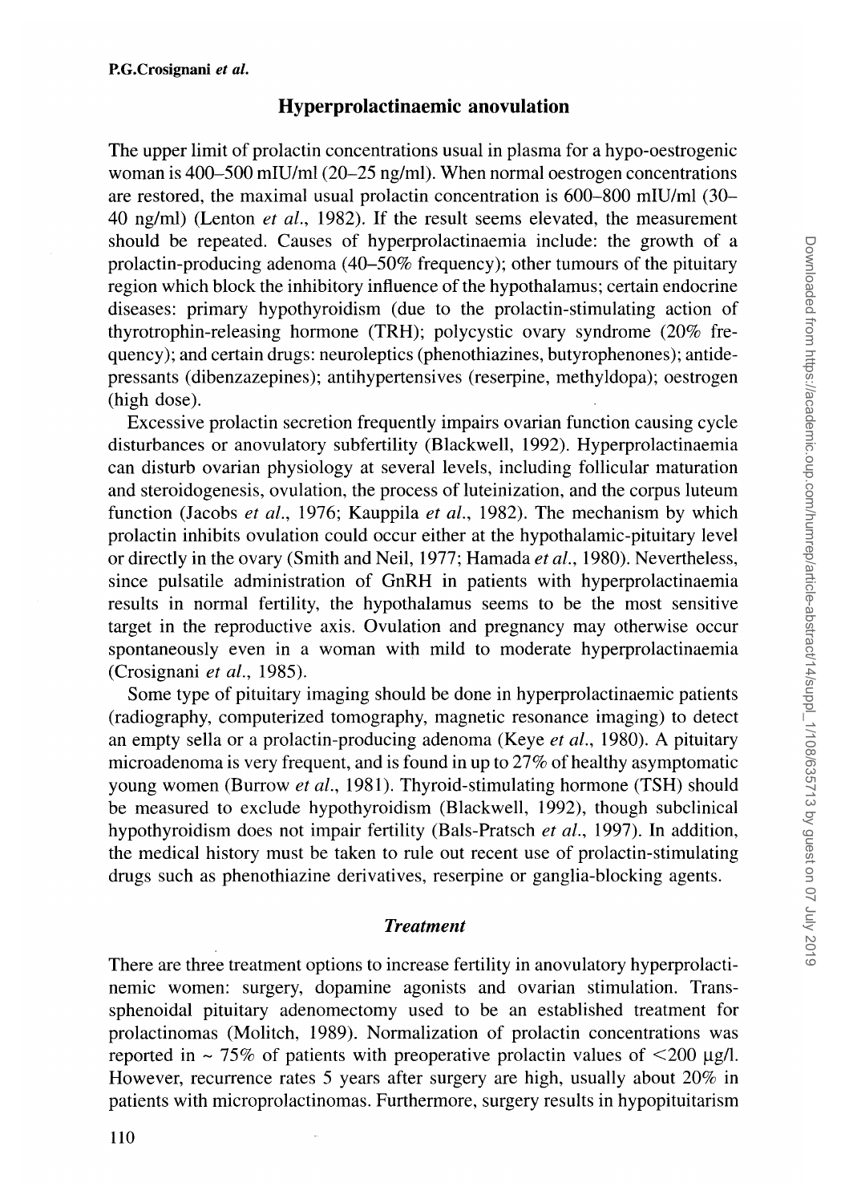## Hyperprolactinaemic anovulation

The upper limit of prolactin concentrations usual in plasma for a hypo-oestrogenic woman is 400–500 mIU/ml (20–25 ng/ml). When normal oestrogen concentrations are restored, the maximal usual prolactin concentration is 600–800 mIU/ml (30–40 ng/ml) (Lenton *et al.*, 1982). If the result seems elevated, the measurement should be repeated. Causes of hyperprolactinaemia include: the growth of a prolactin-producing adenoma (40–50% frequency); other tumours of the pituitary region which block the inhibitory influence of the hypothalamus; certain endocrine diseases: primary hypothyroidism (due to the prolactin-stimulating action of thyrotrophin-releasing hormone (TRH); polycystic ovary syndrome (20% frequency); and certain drugs: neuroleptics (phenothiazines, butyrophenones); antidepressants (dibenzazepines); antihypertensives (reserpine, methyldopa); oestrogen (high dose).

Excessive prolactin secretion frequently impairs ovarian function causing cycle disturbances or anovulatory subfertility (Blackwell, 1992). Hyperprolactinaemia can disturb ovarian physiology at several levels, including follicular maturation and steroidogenesis, ovulation, the process of luteinization, and the corpus luteum function (Jacobs *et al.*, 1976; Kauppila *et al.*, 1982). The mechanism by which prolactin inhibits ovulation could occur either at the hypothalamic-pituitary level or directly in the ovary (Smith and Neil, 1977; Hamada *et al.*, 1980). Nevertheless, since pulsatile administration of GnRH in patients with hyperprolactinaemia results in normal fertility, the hypothalamus seems to be the most sensitive target in the reproductive axis. Ovulation and pregnancy may otherwise occur spontaneously even in a woman with mild to moderate hyperprolactinaemia (Crosignani *et al.*, 1985).

Some type of pituitary imaging should be done in hyperprolactinaemic patients (radiography, computerized tomography, magnetic resonance imaging) to detect an empty sella or a prolactin-producing adenoma (Keye *et al.*, 1980). A pituitary microadenoma is very frequent, and is found in up to 27% of healthy asymptomatic young women (Burrow *et al.*, 1981). Thyroid-stimulating hormone (TSH) should be measured to exclude hypothyroidism (Blackwell, 1992), though subclinical hypothyroidism does not impair fertility (Bals-Pratsch *et al.*, 1997). In addition, the medical history must be taken to rule out recent use of prolactin-stimulating drugs such as phenothiazine derivatives, reserpine or ganglia-blocking agents.

### *Treatment*

There are three treatment options to increase fertility in anovulatory hyperprolactinemic women: surgery, dopamine agonists and ovarian stimulation. Transsphenoidal pituitary adenomectomy used to be an established treatment for prolactinomas (Molitch, 1989). Normalization of prolactin concentrations was reported in ~ 75% of patients with preoperative prolactin values of <200 μg/l. However, recurrence rates 5 years after surgery are high, usually about 20% in patients with microprolactinomas. Furthermore, surgery results in hypopituitarism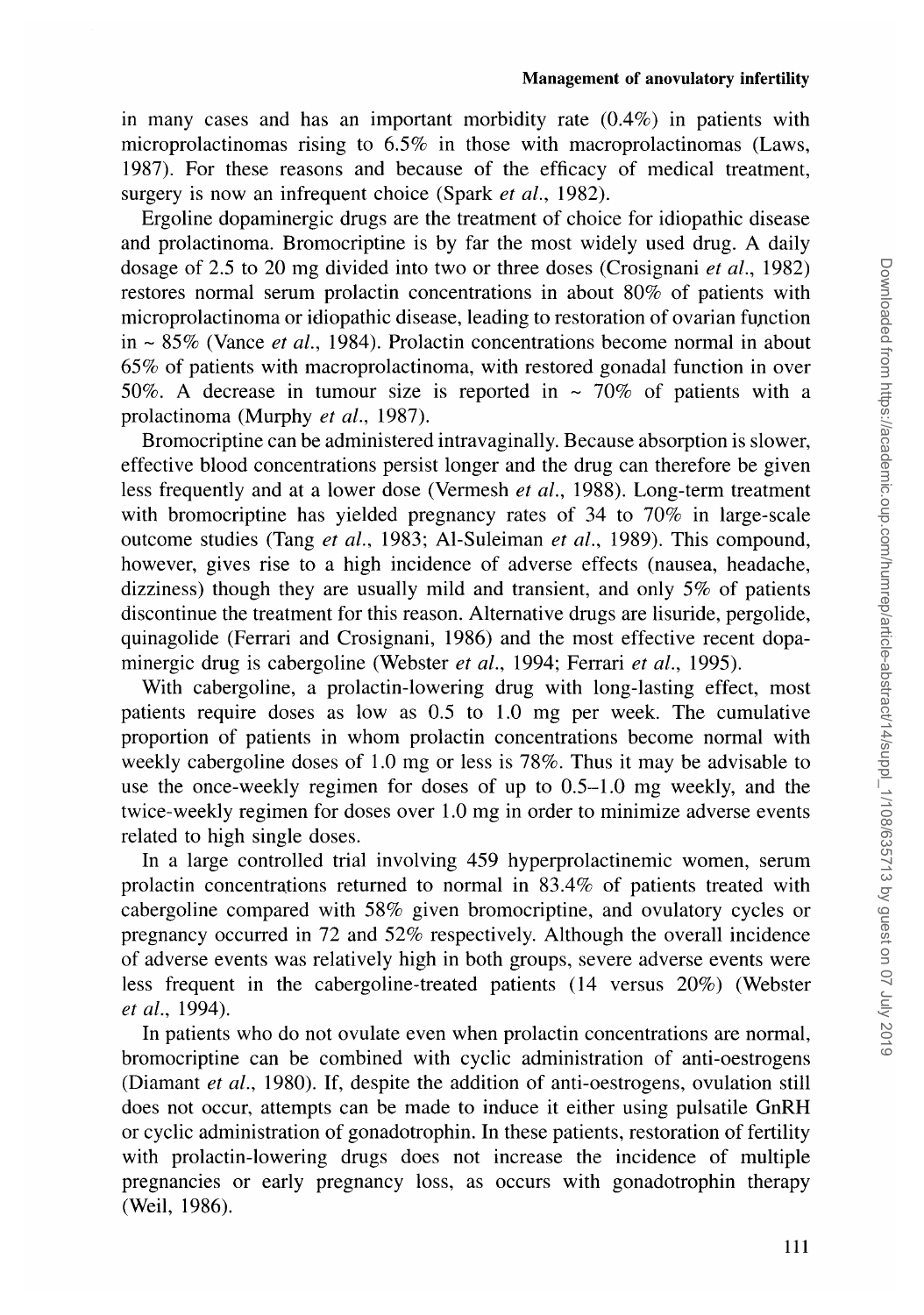in many cases and has an important morbidity rate (0.4%) in patients with microprolactinomas rising to 6.5% in those with macroprolactinomas (Laws, 1987). For these reasons and because of the efficacy of medical treatment, surgery is now an infrequent choice (Spark *et al.*, 1982).

Ergoline dopaminergic drugs are the treatment of choice for idiopathic disease and prolactinoma. Bromocriptine is by far the most widely used drug. A daily dosage of 2.5 to 20 mg divided into two or three doses (Crosignani *et al.*, 1982) restores normal serum prolactin concentrations in about 80% of patients with microprolactinoma or idiopathic disease, leading to restoration of ovarian function in ~ 85% (Vance *et al.*, 1984). Prolactin concentrations become normal in about 65% of patients with macroprolactinoma, with restored gonadal function in over 50%. A decrease in tumour size is reported in ~ 70% of patients with a prolactinoma (Murphy *et al.*, 1987).

Bromocriptine can be administered intravaginally. Because absorption is slower, effective blood concentrations persist longer and the drug can therefore be given less frequently and at a lower dose (Vermesh *et al.*, 1988). Long-term treatment with bromocriptine has yielded pregnancy rates of 34 to 70% in large-scale outcome studies (Tang *et al.*, 1983; Al-Suleiman *et al.*, 1989). This compound, however, gives rise to a high incidence of adverse effects (nausea, headache, dizziness) though they are usually mild and transient, and only 5% of patients discontinue the treatment for this reason. Alternative drugs are lisuride, pergolide, quinagolide (Ferrari and Crosignani, 1986) and the most effective recent dopaminergic drug is cabergoline (Webster *et al.*, 1994; Ferrari *et al.*, 1995).

With cabergoline, a prolactin-lowering drug with long-lasting effect, most patients require doses as low as 0.5 to 1.0 mg per week. The cumulative proportion of patients in whom prolactin concentrations become normal with weekly cabergoline doses of 1.0 mg or less is 78%. Thus it may be advisable to use the once-weekly regimen for doses of up to 0.5–1.0 mg weekly, and the twice-weekly regimen for doses over 1.0 mg in order to minimize adverse events related to high single doses.

In a large controlled trial involving 459 hyperprolactinemic women, serum prolactin concentrations returned to normal in 83.4% of patients treated with cabergoline compared with 58% given bromocriptine, and ovulatory cycles or pregnancy occurred in 72 and 52% respectively. Although the overall incidence of adverse events was relatively high in both groups, severe adverse events were less frequent in the cabergoline-treated patients (14 versus 20%) (Webster *et al.*, 1994).

In patients who do not ovulate even when prolactin concentrations are normal, bromocriptine can be combined with cyclic administration of anti-oestrogens (Diamant *et al.*, 1980). If, despite the addition of anti-oestrogens, ovulation still does not occur, attempts can be made to induce it either using pulsatile GnRH or cyclic administration of gonadotrophin. In these patients, restoration of fertility with prolactin-lowering drugs does not increase the incidence of multiple pregnancies or early pregnancy loss, as occurs with gonadotrophin therapy (Weil, 1986).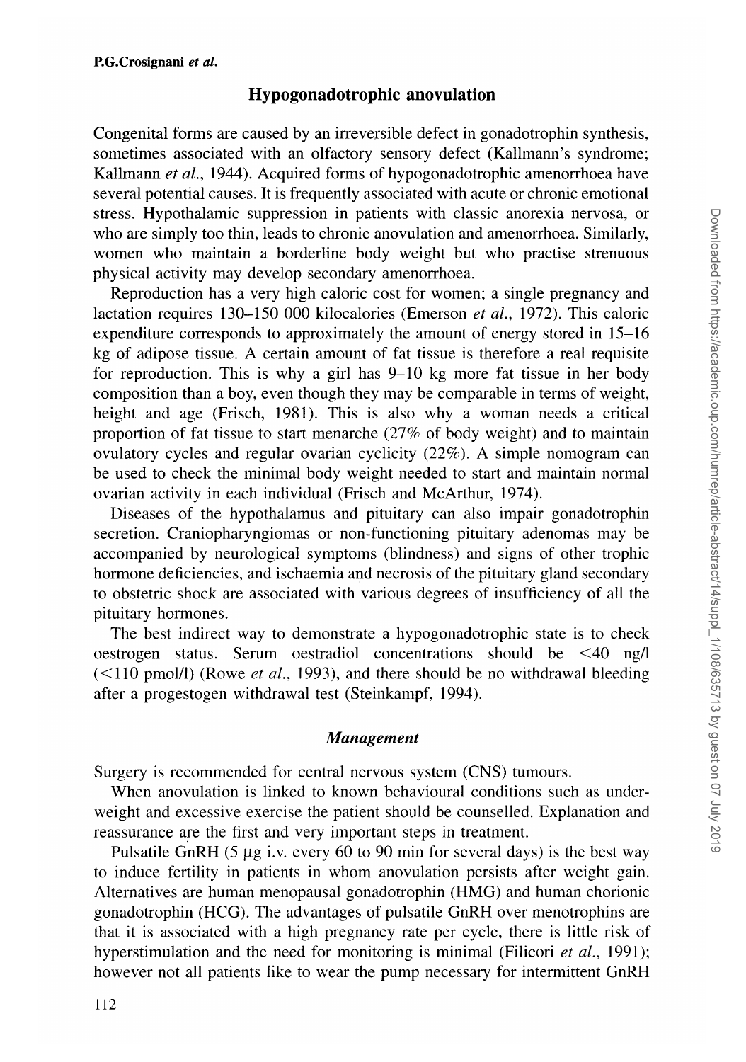## Hypogonadotrophic anovulation

Congenital forms are caused by an irreversible defect in gonadotrophin synthesis, sometimes associated with an olfactory sensory defect (Kallmann's syndrome; Kallmann *et al.*, 1944). Acquired forms of hypogonadotrophic amenorrhoea have several potential causes. It is frequently associated with acute or chronic emotional stress. Hypothalamic suppression in patients with classic anorexia nervosa, or who are simply too thin, leads to chronic anovulation and amenorrhoea. Similarly, women who maintain a borderline body weight but who practise strenuous physical activity may develop secondary amenorrhoea.

Reproduction has a very high caloric cost for women; a single pregnancy and lactation requires 130–150 000 kilocalories (Emerson *et al.*, 1972). This caloric expenditure corresponds to approximately the amount of energy stored in 15–16 kg of adipose tissue. A certain amount of fat tissue is therefore a real requisite for reproduction. This is why a girl has 9–10 kg more fat tissue in her body composition than a boy, even though they may be comparable in terms of weight, height and age (Frisch, 1981). This is also why a woman needs a critical proportion of fat tissue to start menarche (27% of body weight) and to maintain ovulatory cycles and regular ovarian cyclicity (22%). A simple nomogram can be used to check the minimal body weight needed to start and maintain normal ovarian activity in each individual (Frisch and McArthur, 1974).

Diseases of the hypothalamus and pituitary can also impair gonadotrophin secretion. Craniopharyngiomas or non-functioning pituitary adenomas may be accompanied by neurological symptoms (blindness) and signs of other trophic hormone deficiencies, and ischaemia and necrosis of the pituitary gland secondary to obstetric shock are associated with various degrees of insufficiency of all the pituitary hormones.

The best indirect way to demonstrate a hypogonadotrophic state is to check oestrogen status. Serum oestradiol concentrations should be <40 ng/l (<110 pmol/l) (Rowe *et al.*, 1993), and there should be no withdrawal bleeding after a progestogen withdrawal test (Steinkampf, 1994).

### *Management*

Surgery is recommended for central nervous system (CNS) tumours.

When anovulation is linked to known behavioural conditions such as underweight and excessive exercise the patient should be counselled. Explanation and reassurance are the first and very important steps in treatment.

Pulsatile GnRH (5 μg i.v. every 60 to 90 min for several days) is the best way to induce fertility in patients in whom anovulation persists after weight gain. Alternatives are human menopausal gonadotrophin (HMG) and human chorionic gonadotrophin (HCG). The advantages of pulsatile GnRH over menotrophins are that it is associated with a high pregnancy rate per cycle, there is little risk of hyperstimulation and the need for monitoring is minimal (Filicori *et al.*, 1991); however not all patients like to wear the pump necessary for intermittent GnRH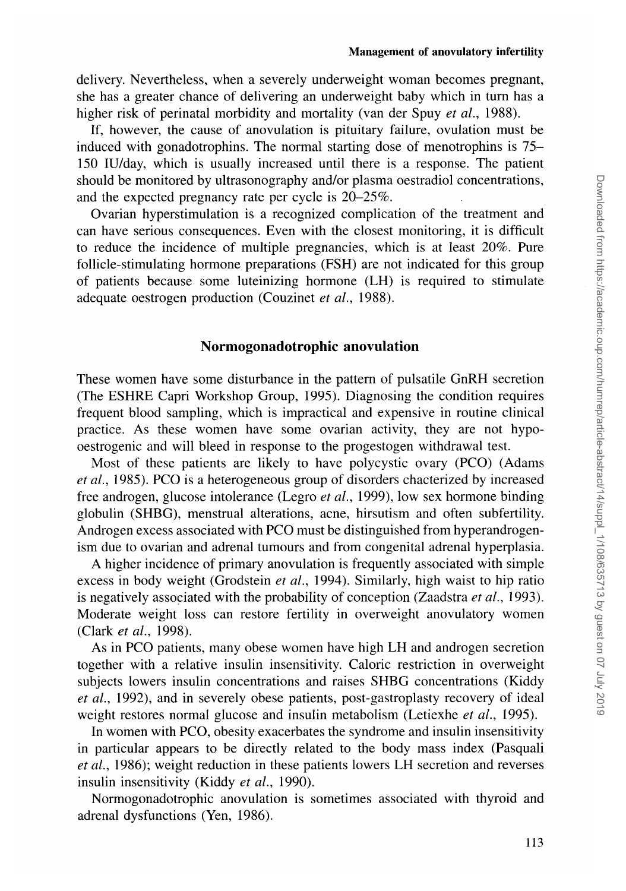delivery. Nevertheless, when a severely underweight woman becomes pregnant, she has a greater chance of delivering an underweight baby which in turn has a higher risk of perinatal morbidity and mortality (van der Spuy *et al.*, 1988).

If, however, the cause of anovulation is pituitary failure, ovulation must be induced with gonadotrophins. The normal starting dose of menotrophins is 75–150 IU/day, which is usually increased until there is a response. The patient should be monitored by ultrasonography and/or plasma oestradiol concentrations, and the expected pregnancy rate per cycle is 20–25%.

Ovarian hyperstimulation is a recognized complication of the treatment and can have serious consequences. Even with the closest monitoring, it is difficult to reduce the incidence of multiple pregnancies, which is at least 20%. Pure follicle-stimulating hormone preparations (FSH) are not indicated for this group of patients because some luteinizing hormone (LH) is required to stimulate adequate oestrogen production (Couzinet *et al.*, 1988).

## Normogonadotrophic anovulation

These women have some disturbance in the pattern of pulsatile GnRH secretion (The ESHRE Capri Workshop Group, 1995). Diagnosing the condition requires frequent blood sampling, which is impractical and expensive in routine clinical practice. As these women have some ovarian activity, they are not hypo-oestrogenic and will bleed in response to the progestogen withdrawal test.

Most of these patients are likely to have polycystic ovary (PCO) (Adams *et al.*, 1985). PCO is a heterogeneous group of disorders chacterized by increased free androgen, glucose intolerance (Legro *et al.*, 1999), low sex hormone binding globulin (SHBG), menstrual alterations, acne, hirsutism and often subfertility. Androgen excess associated with PCO must be distinguished from hyperandrogenism due to ovarian and adrenal tumours and from congenital adrenal hyperplasia.

A higher incidence of primary anovulation is frequently associated with simple excess in body weight (Grodstein *et al.*, 1994). Similarly, high waist to hip ratio is negatively associated with the probability of conception (Zaadstra *et al.*, 1993). Moderate weight loss can restore fertility in overweight anovulatory women (Clark *et al.*, 1998).

As in PCO patients, many obese women have high LH and androgen secretion together with a relative insulin insensitivity. Caloric restriction in overweight subjects lowers insulin concentrations and raises SHBG concentrations (Kiddy *et al.*, 1992), and in severely obese patients, post-gastroplasty recovery of ideal weight restores normal glucose and insulin metabolism (Letiexhe *et al.*, 1995).

In women with PCO, obesity exacerbates the syndrome and insulin insensitivity in particular appears to be directly related to the body mass index (Pasquali *et al.*, 1986); weight reduction in these patients lowers LH secretion and reverses insulin insensitivity (Kiddy *et al.*, 1990).

Normogonadotrophic anovulation is sometimes associated with thyroid and adrenal dysfunctions (Yen, 1986).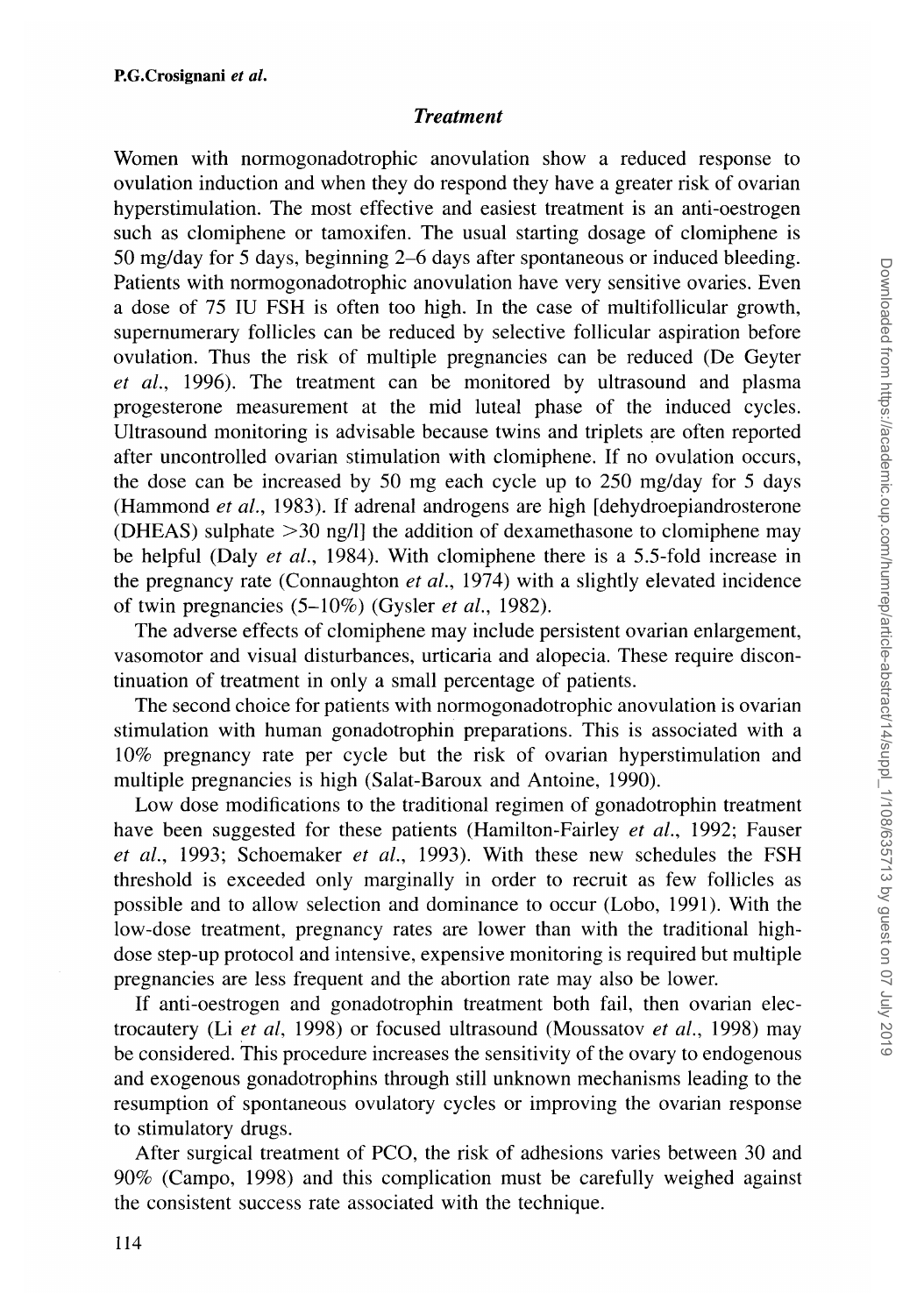### *Treatment*

Women with normogonadotrophic anovulation show a reduced response to ovulation induction and when they do respond they have a greater risk of ovarian hyperstimulation. The most effective and easiest treatment is an anti-oestrogen such as clomiphene or tamoxifen. The usual starting dosage of clomiphene is 50 mg/day for 5 days, beginning 2–6 days after spontaneous or induced bleeding. Patients with normogonadotrophic anovulation have very sensitive ovaries. Even a dose of 75 IU FSH is often too high. In the case of multifollicular growth, supernumerary follicles can be reduced by selective follicular aspiration before ovulation. Thus the risk of multiple pregnancies can be reduced (De Geyter *et al.*, 1996). The treatment can be monitored by ultrasound and plasma progesterone measurement at the mid luteal phase of the induced cycles. Ultrasound monitoring is advisable because twins and triplets are often reported after uncontrolled ovarian stimulation with clomiphene. If no ovulation occurs, the dose can be increased by 50 mg each cycle up to 250 mg/day for 5 days (Hammond *et al.*, 1983). If adrenal androgens are high [dehydroepiandrosterone (DHEAS) sulphate >30 ng/l] the addition of dexamethasone to clomiphene may be helpful (Daly *et al.*, 1984). With clomiphene there is a 5.5-fold increase in the pregnancy rate (Connaughton *et al.*, 1974) with a slightly elevated incidence of twin pregnancies (5–10%) (Gysler *et al.*, 1982).

The adverse effects of clomiphene may include persistent ovarian enlargement, vasomotor and visual disturbances, urticaria and alopecia. These require discontinuation of treatment in only a small percentage of patients.

The second choice for patients with normogonadotrophic anovulation is ovarian stimulation with human gonadotrophin preparations. This is associated with a 10% pregnancy rate per cycle but the risk of ovarian hyperstimulation and multiple pregnancies is high (Salat-Baroux and Antoine, 1990).

Low dose modifications to the traditional regimen of gonadotrophin treatment have been suggested for these patients (Hamilton-Fairley *et al.*, 1992; Fauser *et al.*, 1993; Schoemaker *et al.*, 1993). With these new schedules the FSH threshold is exceeded only marginally in order to recruit as few follicles as possible and to allow selection and dominance to occur (Lobo, 1991). With the low-dose treatment, pregnancy rates are lower than with the traditional high-dose step-up protocol and intensive, expensive monitoring is required but multiple pregnancies are less frequent and the abortion rate may also be lower.

If anti-oestrogen and gonadotrophin treatment both fail, then ovarian electrocautery (Li *et al*, 1998) or focused ultrasound (Moussatov *et al.*, 1998) may be considered. This procedure increases the sensitivity of the ovary to endogenous and exogenous gonadotrophins through still unknown mechanisms leading to the resumption of spontaneous ovulatory cycles or improving the ovarian response to stimulatory drugs.

After surgical treatment of PCO, the risk of adhesions varies between 30 and 90% (Campo, 1998) and this complication must be carefully weighed against the consistent success rate associated with the technique.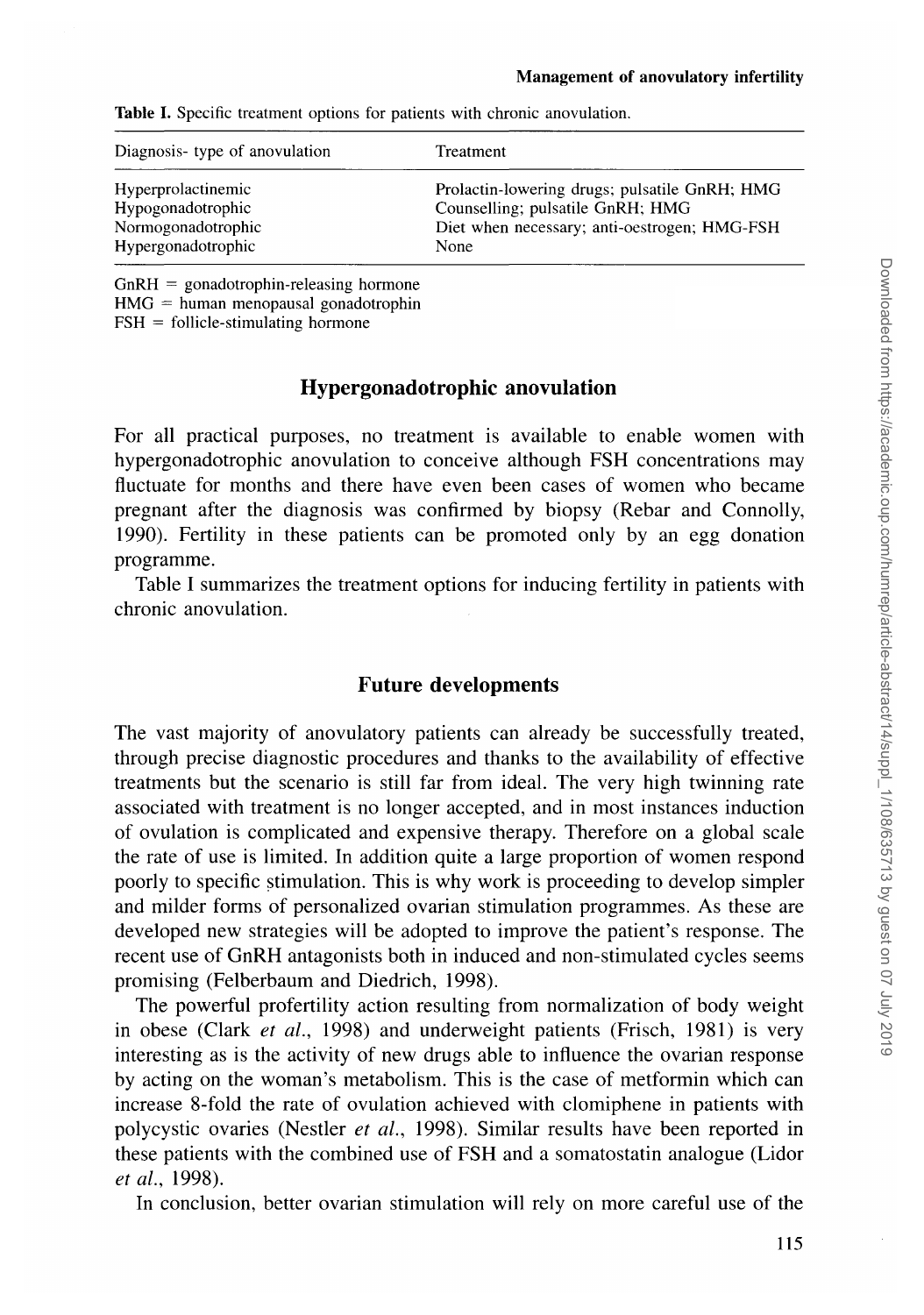Table I. Specific treatment options for patients with chronic anovulation.

| Diagnosis- type of anovulation | Treatment |
|---|---|
| Hyperprolactinemic | Prolactin-lowering drugs; pulsatile GnRH; HMG |
| Hypogonadotrophic | Counselling; pulsatile GnRH; HMG |
| Normogonadotrophic | Diet when necessary; anti-oestrogen; HMG-FSH |
| Hypergonadotrophic | None |

GnRH = gonadotrophin-releasing hormone
HMG = human menopausal gonadotrophin
FSH = follicle-stimulating hormone

## Hypergonadotrophic anovulation

For all practical purposes, no treatment is available to enable women with hypergonadotrophic anovulation to conceive although FSH concentrations may fluctuate for months and there have even been cases of women who became pregnant after the diagnosis was confirmed by biopsy (Rebar and Connolly, 1990). Fertility in these patients can be promoted only by an egg donation programme.

Table I summarizes the treatment options for inducing fertility in patients with chronic anovulation.

## Future developments

The vast majority of anovulatory patients can already be successfully treated, through precise diagnostic procedures and thanks to the availability of effective treatments but the scenario is still far from ideal. The very high twinning rate associated with treatment is no longer accepted, and in most instances induction of ovulation is complicated and expensive therapy. Therefore on a global scale the rate of use is limited. In addition quite a large proportion of women respond poorly to specific stimulation. This is why work is proceeding to develop simpler and milder forms of personalized ovarian stimulation programmes. As these are developed new strategies will be adopted to improve the patient's response. The recent use of GnRH antagonists both in induced and non-stimulated cycles seems promising (Felberbaum and Diedrich, 1998).

The powerful profertility action resulting from normalization of body weight in obese (Clark *et al.*, 1998) and underweight patients (Frisch, 1981) is very interesting as is the activity of new drugs able to influence the ovarian response by acting on the woman's metabolism. This is the case of metformin which can increase 8-fold the rate of ovulation achieved with clomiphene in patients with polycystic ovaries (Nestler *et al.*, 1998). Similar results have been reported in these patients with the combined use of FSH and a somatostatin analogue (Lidor *et al.*, 1998).

In conclusion, better ovarian stimulation will rely on more careful use of the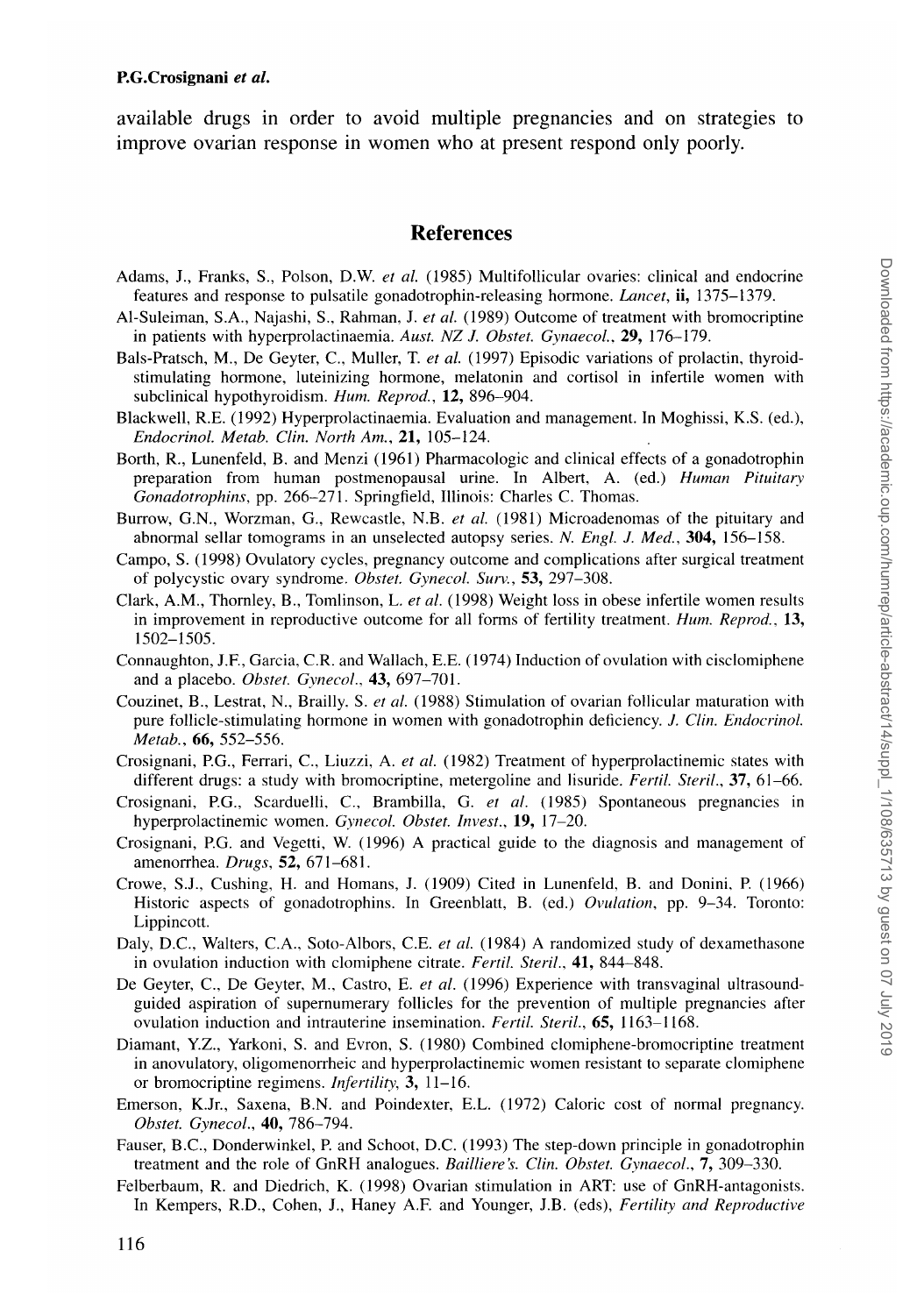available drugs in order to avoid multiple pregnancies and on strategies to improve ovarian response in women who at present respond only poorly.

## References

Adams, J., Franks, S., Polson, D.W. *et al.* (1985) Multifollicular ovaries: clinical and endocrine features and response to pulsatile gonadotrophin-releasing hormone. *Lancet*, **ii**, 1375–1379.

Al-Suleiman, S.A., Najashi, S., Rahman, J. *et al.* (1989) Outcome of treatment with bromocriptine in patients with hyperprolactinaemia. *Aust. NZ J. Obstet. Gynaecol.*, **29**, 176–179.

Bals-Pratsch, M., De Geyter, C., Muller, T. *et al.* (1997) Episodic variations of prolactin, thyroid-stimulating hormone, luteinizing hormone, melatonin and cortisol in infertile women with subclinical hypothyroidism. *Hum. Reprod.*, **12**, 896–904.

Blackwell, R.E. (1992) Hyperprolactinaemia. Evaluation and management. In Moghissi, K.S. (ed.), *Endocrinol. Metab. Clin. North Am.*, **21**, 105–124.

Borth, R., Lunenfeld, B. and Menzi (1961) Pharmacologic and clinical effects of a gonadotrophin preparation from human postmenopausal urine. In Albert, A. (ed.) *Human Pituitary Gonadotrophins*, pp. 266–271. Springfield, Illinois: Charles C. Thomas.

Burrow, G.N., Worzman, G., Rewcastle, N.B. *et al.* (1981) Microadenomas of the pituitary and abnormal sellar tomograms in an unselected autopsy series. *N. Engl. J. Med.*, **304**, 156–158.

Campo, S. (1998) Ovulatory cycles, pregnancy outcome and complications after surgical treatment of polycystic ovary syndrome. *Obstet. Gynecol. Surv.*, **53**, 297–308.

Clark, A.M., Thornley, B., Tomlinson, L. *et al.* (1998) Weight loss in obese infertile women results in improvement in reproductive outcome for all forms of fertility treatment. *Hum. Reprod.*, **13**, 1502–1505.

Connaughton, J.F., Garcia, C.R. and Wallach, E.E. (1974) Induction of ovulation with cisclomiphene and a placebo. *Obstet. Gynecol.*, **43**, 697–701.

Couzinet, B., Lestrat, N., Brailly. S. *et al.* (1988) Stimulation of ovarian follicular maturation with pure follicle-stimulating hormone in women with gonadotrophin deficiency. *J. Clin. Endocrinol. Metab.*, **66**, 552–556.

Crosignani, P.G., Ferrari, C., Liuzzi, A. *et al.* (1982) Treatment of hyperprolactinemic states with different drugs: a study with bromocriptine, metergoline and lisuride. *Fertil. Steril.*, **37**, 61–66.

Crosignani, P.G., Scarduelli, C., Brambilla, G. *et al.* (1985) Spontaneous pregnancies in hyperprolactinemic women. *Gynecol. Obstet. Invest.*, **19**, 17–20.

Crosignani, P.G. and Vegetti, W. (1996) A practical guide to the diagnosis and management of amenorrhea. *Drugs*, **52**, 671–681.

Crowe, S.J., Cushing, H. and Homans, J. (1909) Cited in Lunenfeld, B. and Donini, P. (1966) Historic aspects of gonadotrophins. In Greenblatt, B. (ed.) *Ovulation*, pp. 9–34. Toronto: Lippincott.

Daly, D.C., Walters, C.A., Soto-Albors, C.E. *et al.* (1984) A randomized study of dexamethasone in ovulation induction with clomiphene citrate. *Fertil. Steril.*, **41**, 844–848.

De Geyter, C., De Geyter, M., Castro, E. *et al.* (1996) Experience with transvaginal ultrasound-guided aspiration of supernumerary follicles for the prevention of multiple pregnancies after ovulation induction and intrauterine insemination. *Fertil. Steril.*, **65**, 1163–1168.

Diamant, Y.Z., Yarkoni, S. and Evron, S. (1980) Combined clomiphene-bromocriptine treatment in anovulatory, oligomenorrheic and hyperprolactinemic women resistant to separate clomiphene or bromocriptine regimens. *Infertility*, **3**, 11–16.

Emerson, K.Jr., Saxena, B.N. and Poindexter, E.L. (1972) Caloric cost of normal pregnancy. *Obstet. Gynecol.*, **40**, 786–794.

Fauser, B.C., Donderwinkel, P. and Schoot, D.C. (1993) The step-down principle in gonadotrophin treatment and the role of GnRH analogues. *Bailliere's. Clin. Obstet. Gynaecol.*, **7**, 309–330.

Felberbaum, R. and Diedrich, K. (1998) Ovarian stimulation in ART: use of GnRH-antagonists. In Kempers, R.D., Cohen, J., Haney A.F. and Younger, J.B. (eds), *Fertility and Reproductive*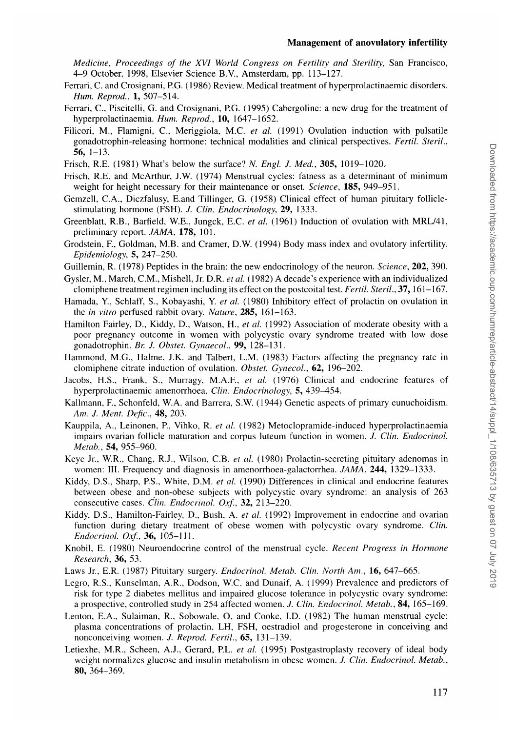*Medicine, Proceedings of the XVI World Congress on Fertility and Sterility*, San Francisco, 4–9 October, 1998, Elsevier Science B.V., Amsterdam, pp. 113–127.

Ferrari, C. and Crosignani, P.G. (1986) Review. Medical treatment of hyperprolactinaemic disorders. *Hum. Reprod.*, **1**, 507–514.

Ferrari, C., Piscitelli, G. and Crosignani, P.G. (1995) Cabergoline: a new drug for the treatment of hyperprolactinaemia. *Hum. Reprod.*, **10**, 1647–1652.

Filicori, M., Flamigni, C., Meriggiola, M.C. *et al.* (1991) Ovulation induction with pulsatile gonadotrophin-releasing hormone: technical modalities and clinical perspectives. *Fertil. Steril.*, **56**, 1–13.

Frisch, R.E. (1981) What's below the surface? *N. Engl. J. Med.*, **305**, 1019–1020.

Frisch, R.E. and McArthur, J.W. (1974) Menstrual cycles: fatness as a determinant of minimum weight for height necessary for their maintenance or onset. *Science*, **185**, 949–951.

Gemzell, C.A., Diczfalusy, E.and Tillinger, G. (1958) Clinical effect of human pituitary follicle-stimulating hormone (FSH). *J. Clin. Endocrinology*, **29**, 1333.

Greenblatt, R.B., Barfield, W.E., Jungck, E.C. *et al.* (1961) Induction of ovulation with MRL/41, preliminary report. *JAMA*, **178**, 101.

Grodstein, F., Goldman, M.B. and Cramer, D.W. (1994) Body mass index and ovulatory infertility. *Epidemiology*, **5**, 247–250.

Guillemin, R. (1978) Peptides in the brain: the new endocrinology of the neuron. *Science*, **202**, 390.

Gysler, M., March, C.M., Mishell, Jr. D.R. *et al.* (1982) A decade's experience with an individualized clomiphene treatment regimen including its effect on the postcoital test. *Fertil. Steril.*, **37**, 161–167.

Hamada, Y., Schlaff, S., Kobayashi, Y. *et al.* (1980) Inhibitory effect of prolactin on ovulation in the *in vitro* perfused rabbit ovary. *Nature*, **285**, 161–163.

Hamilton Fairley, D., Kiddy, D., Watson, H., *et al.* (1992) Association of moderate obesity with a poor pregnancy outcome in women with polycystic ovary syndrome treated with low dose gonadotrophin. *Br. J. Obstet. Gynaecol.*, **99**, 128–131.

Hammond, M.G., Halme, J.K. and Talbert, L.M. (1983) Factors affecting the pregnancy rate in clomiphene citrate induction of ovulation. *Obstet. Gynecol.*, **62**, 196–202.

Jacobs, H.S., Frank, S., Murragy, M.A.F., *et al.* (1976) Clinical and endocrine features of hyperprolactinaemic amenorrhoea. *Clin. Endocrinology*, **5**, 439–454.

Kallmann, F., Schonfeld, W.A. and Barrera, S.W. (1944) Genetic aspects of primary eunuchoidism. *Am. J. Ment. Defic.*, **48**, 203.

Kauppila, A., Leinonen, P., Vihko, R. *et al.* (1982) Metoclopramide-induced hyperprolactinaemia impairs ovarian follicle maturation and corpus luteum function in women. *J. Clin. Endocrinol. Metab.*, **54**, 955–960.

Keye Jr., W.R., Chang, R.J., Wilson, C.B. *et al.* (1980) Prolactin-secreting pituitary adenomas in women: III. Frequency and diagnosis in amenorrhoea-galactorrhea. *JAMA*, **244**, 1329–1333.

Kiddy, D.S., Sharp, P.S., White, D.M. *et al.* (1990) Differences in clinical and endocrine features between obese and non-obese subjects with polycystic ovary syndrome: an analysis of 263 consecutive cases. *Clin. Endocrinol. Oxf.*, **32**, 213–220.

Kiddy, D.S., Hamilton-Fairley, D., Bush, A. *et al.* (1992) Improvement in endocrine and ovarian function during dietary treatment of obese women with polycystic ovary syndrome. *Clin. Endocrinol. Oxf.*, **36**, 105–111.

Knobil, E. (1980) Neuroendocrine control of the menstrual cycle. *Recent Progress in Hormone Research*, **36**, 53.

Laws Jr., E.R. (1987) Pituitary surgery. *Endocrinol. Metab. Clin. North Am.*, **16**, 647–665.

Legro, R.S., Kunselman, A.R., Dodson, W.C. and Dunaif, A. (1999) Prevalence and predictors of risk for type 2 diabetes mellitus and impaired glucose tolerance in polycystic ovary syndrome: a prospective, controlled study in 254 affected women. *J. Clin. Endocrinol. Metab.*, **84**, 165–169.

Lenton, E.A., Sulaiman, R., Sobowale, O, and Cooke, I.D. (1982) The human menstrual cycle: plasma concentrations of prolactin, LH, FSH, oestradiol and progesterone in conceiving and nonconceiving women. *J. Reprod. Fertil.*, **65**, 131–139.

Letiexhe, M.R., Scheen, A.J., Gerard, P.L. *et al.* (1995) Postgastroplasty recovery of ideal body weight normalizes glucose and insulin metabolism in obese women. *J. Clin. Endocrinol. Metab.*, **80**, 364–369.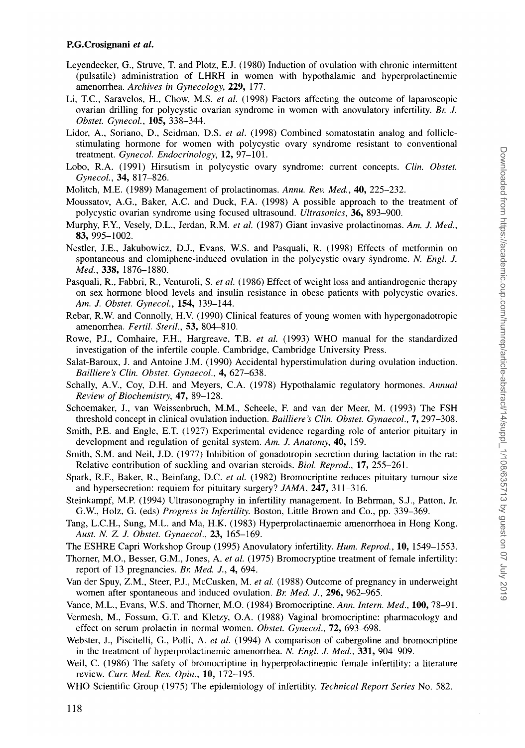Leyendecker, G., Struve, T. and Plotz, E.J. (1980) Induction of ovulation with chronic intermittent (pulsatile) administration of LHRH in women with hypothalamic and hyperprolactinemic amenorrhea. *Archives in Gynecology*, **229,** 177.

Li, T.C., Saravelos, H., Chow, M.S. *et al.* (1998) Factors affecting the outcome of laparoscopic ovarian drilling for polycystic ovarian syndrome in women with anovulatory infertility. *Br. J. Obstet. Gynecol.*, **105,** 338–344.

Lidor, A., Soriano, D., Seidman, D.S. *et al.* (1998) Combined somatostatin analog and follicle-stimulating hormone for women with polycystic ovary syndrome resistant to conventional treatment. *Gynecol. Endocrinology*, **12,** 97–101.

Lobo, R.A. (1991) Hirsutism in polycystic ovary syndrome: current concepts. *Clin. Obstet. Gynecol.*, **34,** 817–826.

Molitch, M.E. (1989) Management of prolactinomas. *Annu. Rev. Med.*, **40,** 225–232.

Moussatov, A.G., Baker, A.C. and Duck, F.A. (1998) A possible approach to the treatment of polycystic ovarian syndrome using focused ultrasound. *Ultrasonics*, **36,** 893–900.

Murphy, F.Y., Vesely, D.L., Jerdan, R.M. *et al.* (1987) Giant invasive prolactinomas. *Am. J. Med.*, **83,** 995–1002.

Nestler, J.E., Jakubowicz, D.J., Evans, W.S. and Pasquali, R. (1998) Effects of metformin on spontaneous and clomiphene-induced ovulation in the polycystic ovary syndrome. *N. Engl. J. Med.*, **338,** 1876–1880.

Pasquali, R., Fabbri, R., Venturoli, S. *et al.* (1986) Effect of weight loss and antiandrogenic therapy on sex hormone blood levels and insulin resistance in obese patients with polycystic ovaries. *Am. J. Obstet. Gynecol.*, **154,** 139–144.

Rebar, R.W. and Connolly, H.V. (1990) Clinical features of young women with hypergonadotropic amenorrhea. *Fertil. Steril.*, **53,** 804–810.

Rowe, P.J., Comhaire, F.H., Hargreave, T.B. *et al.* (1993) WHO manual for the standardized investigation of the infertile couple. Cambridge, Cambridge University Press.

Salat-Baroux, J. and Antoine J.M. (1990) Accidental hyperstimulation during ovulation induction. *Bailliere's Clin. Obstet. Gynaecol.*, **4,** 627–638.

Schally, A.V., Coy, D.H. and Meyers, C.A. (1978) Hypothalamic regulatory hormones. *Annual Review of Biochemistry*, **47,** 89–128.

Schoemaker, J., van Weissenbruch, M.M., Scheele, F. and van der Meer, M. (1993) The FSH threshold concept in clinical ovulation induction. *Bailliere's Clin. Obstet. Gynaecol.*, **7,** 297–308.

Smith, P.E. and Engle, E.T. (1927) Experimental evidence regarding role of anterior pituitary in development and regulation of genital system. *Am. J. Anatomy*, **40,** 159.

Smith, S.M. and Neil, J.D. (1977) Inhibition of gonadotropin secretion during lactation in the rat: Relative contribution of suckling and ovarian steroids. *Biol. Reprod.*, **17,** 255–261.

Spark, R.F., Baker, R., Beinfang, D.C. *et al.* (1982) Bromocriptine reduces pituitary tumour size and hypersecretion: requiem for pituitary surgery? *JAMA*, **247,** 311–316.

Steinkampf, M.P. (1994) Ultrasonography in infertility management. In Behrman, S.J., Patton, Jr. G.W., Holz, G. (eds) *Progress in Infertility*. Boston, Little Brown and Co., pp. 339–369.

Tang, L.C.H., Sung, M.L. and Ma, H.K. (1983) Hyperprolactinaemic amenorrhoea in Hong Kong. *Aust. N. Z. J. Obstet. Gynaecol.*, **23,** 165–169.

The ESHRE Capri Workshop Group (1995) Anovulatory infertility. *Hum. Reprod.*, **10,** 1549–1553.

Thorner, M.O., Besser, G.M., Jones, A. *et al.* (1975) Bromocryptine treatment of female infertility: report of 13 pregnancies. *Br. Med. J.*, **4,** 694.

Van der Spuy, Z.M., Steer, P.J., McCusken, M. *et al.* (1988) Outcome of pregnancy in underweight women after spontaneous and induced ovulation. *Br. Med. J.*, **296,** 962–965.

Vance, M.L., Evans, W.S. and Thorner, M.O. (1984) Bromocriptine. *Ann. Intern. Med.*, **100,** 78–91.

Vermesh, M., Fossum, G.T. and Kletzy, O.A. (1988) Vaginal bromocriptine: pharmacology and effect on serum prolactin in normal women. *Obstet. Gynecol.*, **72,** 693–698.

Webster, J., Piscitelli, G., Polli, A. *et al.* (1994) A comparison of cabergoline and bromocriptine in the treatment of hyperprolactinemic amenorrhea. *N. Engl. J. Med.*, **331,** 904–909.

Weil, C. (1986) The safety of bromocriptine in hyperprolactinemic female infertility: a literature review. *Curr. Med. Res. Opin.*, **10,** 172–195.

WHO Scientific Group (1975) The epidemiology of infertility. *Technical Report Series* No. 582.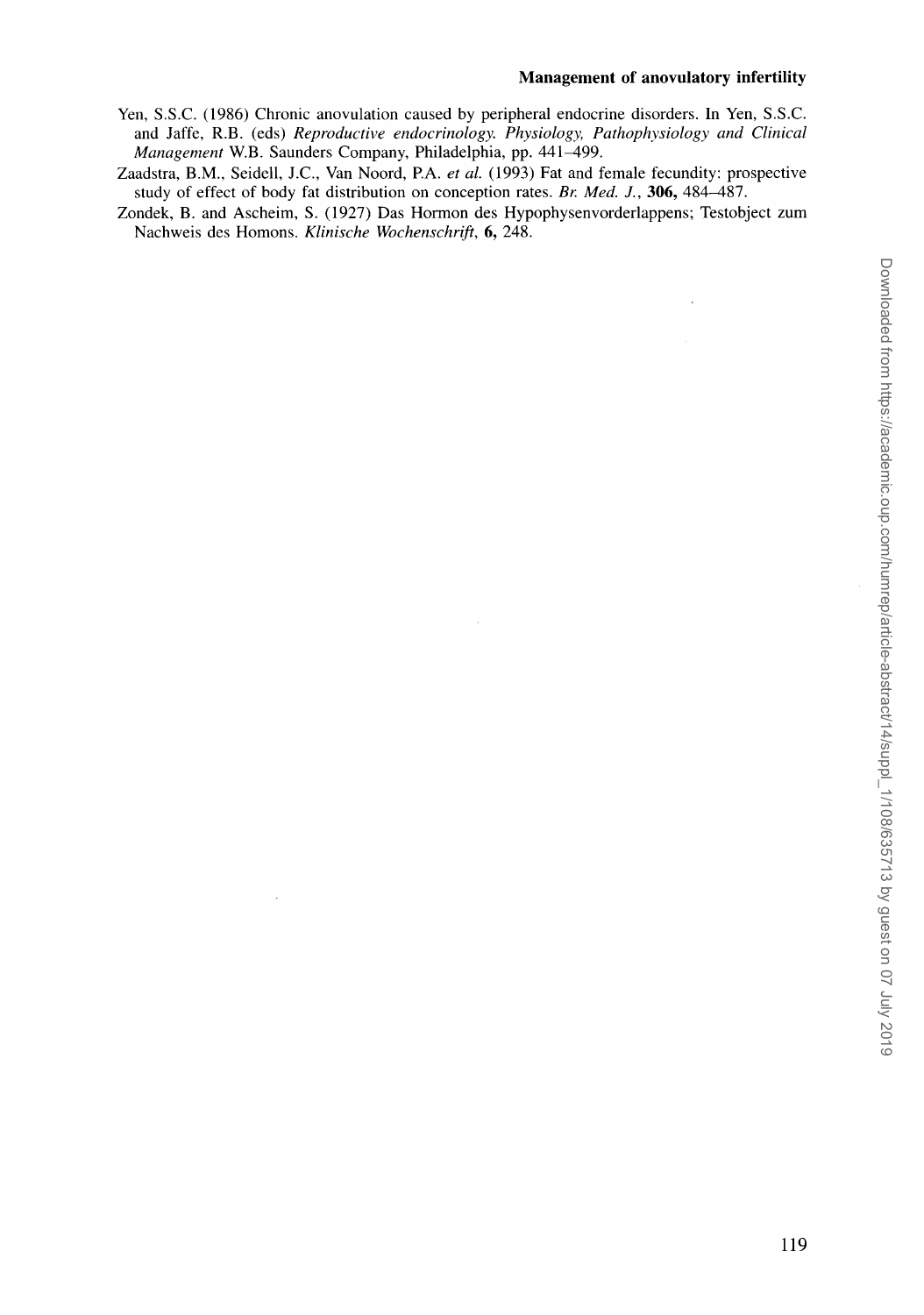Yen, S.S.C. (1986) Chronic anovulation caused by peripheral endocrine disorders. In Yen, S.S.C. and Jaffe, R.B. (eds) *Reproductive endocrinology. Physiology, Pathophysiology and Clinical Management* W.B. Saunders Company, Philadelphia, pp. 441–499.

Zaadstra, B.M., Seidell, J.C., Van Noord, P.A. *et al.* (1993) Fat and female fecundity: prospective study of effect of body fat distribution on conception rates. *Br. Med. J.*, **306,** 484–487.

Zondek, B. and Ascheim, S. (1927) Das Hormon des Hypophysenvorderlappens; Testobject zum Nachweis des Homons. *Klinische Wochenschrift*, **6,** 248.